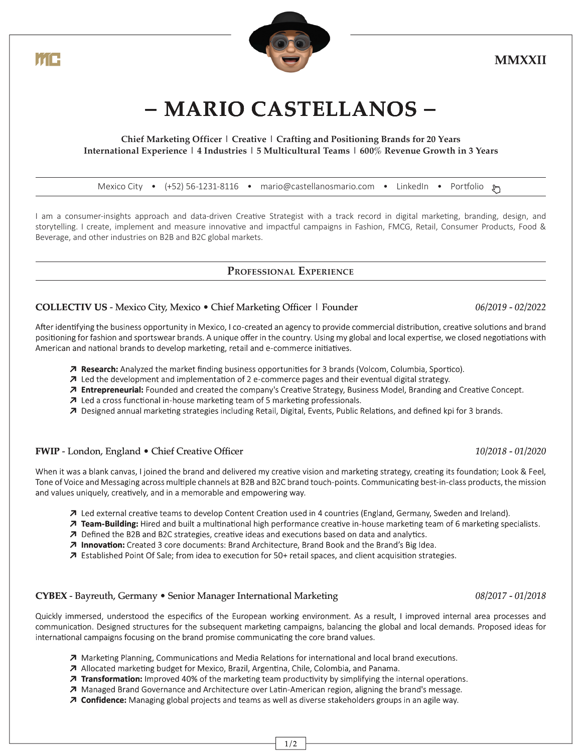MC

MMXXII

# – MARIO CASTELLANOS –

**Chief Marketing Officer | Creative | Crafting and Positioning Brands for 20 Years**
**International Experience | 4 Industries | 5 Multicultural Teams | 600% Revenue Growth in 3 Years**

Mexico City • (+52) 56-1231-8116 • mario@castellanosmario.com • LinkedIn • Portfolio

I am a consumer-insights approach and data-driven Creative Strategist with a track record in digital marketing, branding, design, and storytelling. I create, implement and measure innovative and impactful campaigns in Fashion, FMCG, Retail, Consumer Products, Food & Beverage, and other industries on B2B and B2C global markets.

## Professional Experience

### COLLECTIV US - Mexico City, Mexico • Chief Marketing Officer | Founder
*06/2019 - 02/2022*

After identifying the business opportunity in Mexico, I co-created an agency to provide commercial distribution, creative solutions and brand positioning for fashion and sportswear brands. A unique offer in the country. Using my global and local expertise, we closed negotiations with American and national brands to develop marketing, retail and e-commerce initiatives.

- **Research:** Analyzed the market finding business opportunities for 3 brands (Volcom, Columbia, Sportico).
- Led the development and implementation of 2 e-commerce pages and their eventual digital strategy.
- **Entrepreneurial:** Founded and created the company's Creative Strategy, Business Model, Branding and Creative Concept.
- Led a cross functional in-house marketing team of 5 marketing professionals.
- Designed annual marketing strategies including Retail, Digital, Events, Public Relations, and defined kpi for 3 brands.

### FWIP - London, England • Chief Creative Officer
*10/2018 - 01/2020*

When it was a blank canvas, I joined the brand and delivered my creative vision and marketing strategy, creating its foundation; Look & Feel, Tone of Voice and Messaging across multiple channels at B2B and B2C brand touch-points. Communicating best-in-class products, the mission and values uniquely, creatively, and in a memorable and empowering way.

- Led external creative teams to develop Content Creation used in 4 countries (England, Germany, Sweden and Ireland).
- **Team-Building:** Hired and built a multinational high performance creative in-house marketing team of 6 marketing specialists.
- Defined the B2B and B2C strategies, creative ideas and executions based on data and analytics.
- **Innovation:** Created 3 core documents: Brand Architecture, Brand Book and the Brand's Big Idea.
- Established Point Of Sale; from idea to execution for 50+ retail spaces, and client acquisition strategies.

### CYBEX - Bayreuth, Germany • Senior Manager International Marketing
*08/2017 - 01/2018*

Quickly immersed, understood the especifics of the European working environment. As a result, I improved internal area processes and communication. Designed structures for the subsequent marketing campaigns, balancing the global and local demands. Proposed ideas for international campaigns focusing on the brand promise communicating the core brand values.

- Marketing Planning, Communications and Media Relations for international and local brand executions.
- Allocated marketing budget for Mexico, Brazil, Argentina, Chile, Colombia, and Panama.
- **Transformation:** Improved 40% of the marketing team productivity by simplifying the internal operations.
- Managed Brand Governance and Architecture over Latin-American region, aligning the brand's message.
- **Confidence:** Managing global projects and teams as well as diverse stakeholders groups in an agile way.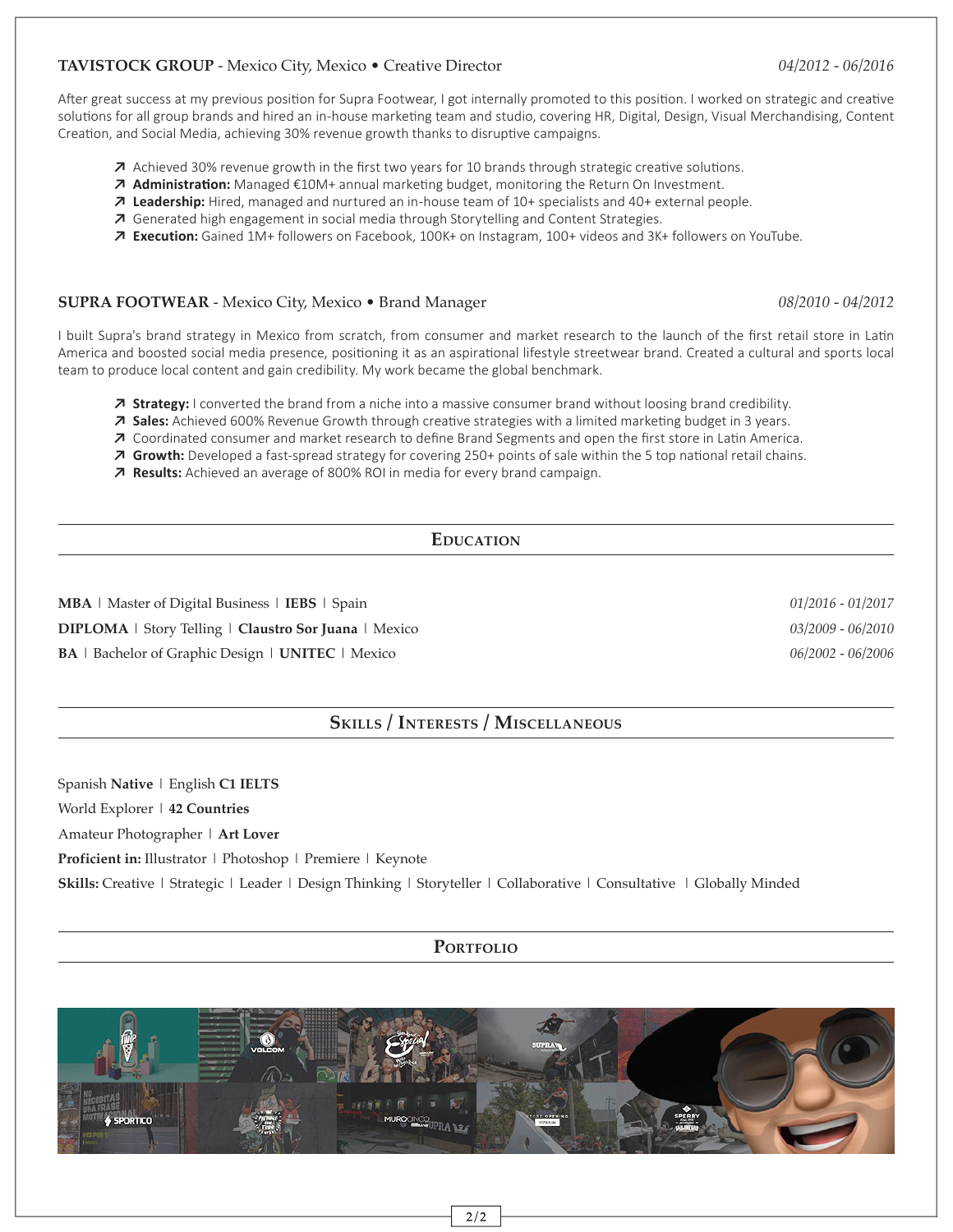**TAVISTOCK GROUP** - Mexico City, Mexico • Creative Director *04/2012 - 06/2016*

After great success at my previous position for Supra Footwear, I got internally promoted to this position. I worked on strategic and creative solutions for all group brands and hired an in-house marketing team and studio, covering HR, Digital, Design, Visual Merchandising, Content Creation, and Social Media, achieving 30% revenue growth thanks to disruptive campaigns.

- ↗ Achieved 30% revenue growth in the first two years for 10 brands through strategic creative solutions.
- ↗ **Administration:** Managed €10M+ annual marketing budget, monitoring the Return On Investment.
- ↗ **Leadership:** Hired, managed and nurtured an in-house team of 10+ specialists and 40+ external people.
- ↗ Generated high engagement in social media through Storytelling and Content Strategies.
- ↗ **Execution:** Gained 1M+ followers on Facebook, 100K+ on Instagram, 100+ videos and 3K+ followers on YouTube.

**SUPRA FOOTWEAR** - Mexico City, Mexico • Brand Manager *08/2010 - 04/2012*

I built Supra's brand strategy in Mexico from scratch, from consumer and market research to the launch of the first retail store in Latin America and boosted social media presence, positioning it as an aspirational lifestyle streetwear brand. Created a cultural and sports local team to produce local content and gain credibility. My work became the global benchmark.

- ↗ **Strategy:** I converted the brand from a niche into a massive consumer brand without loosing brand credibility.
- ↗ **Sales:** Achieved 600% Revenue Growth through creative strategies with a limited marketing budget in 3 years.
- ↗ Coordinated consumer and market research to define Brand Segments and open the first store in Latin America.
- ↗ **Growth:** Developed a fast-spread strategy for covering 250+ points of sale within the 5 top national retail chains.
- ↗ **Results:** Achieved an average of 800% ROI in media for every brand campaign.

## Education

**MBA** | Master of Digital Business | **IEBS** | Spain *01/2016 - 01/2017*

**DIPLOMA** | Story Telling | **Claustro Sor Juana** | Mexico *03/2009 - 06/2010*

**BA** | Bachelor of Graphic Design | **UNITEC** | Mexico *06/2002 - 06/2006*

## Skills / Interests / Miscellaneous

Spanish **Native** | English **C1 IELTS**

World Explorer | **42 Countries**

Amateur Photographer | **Art Lover**

**Proficient in:** Illustrator | Photoshop | Premiere | Keynote

**Skills:** Creative | Strategic | Leader | Design Thinking | Storyteller | Collaborative | Consultative | Globally Minded

## Portfolio